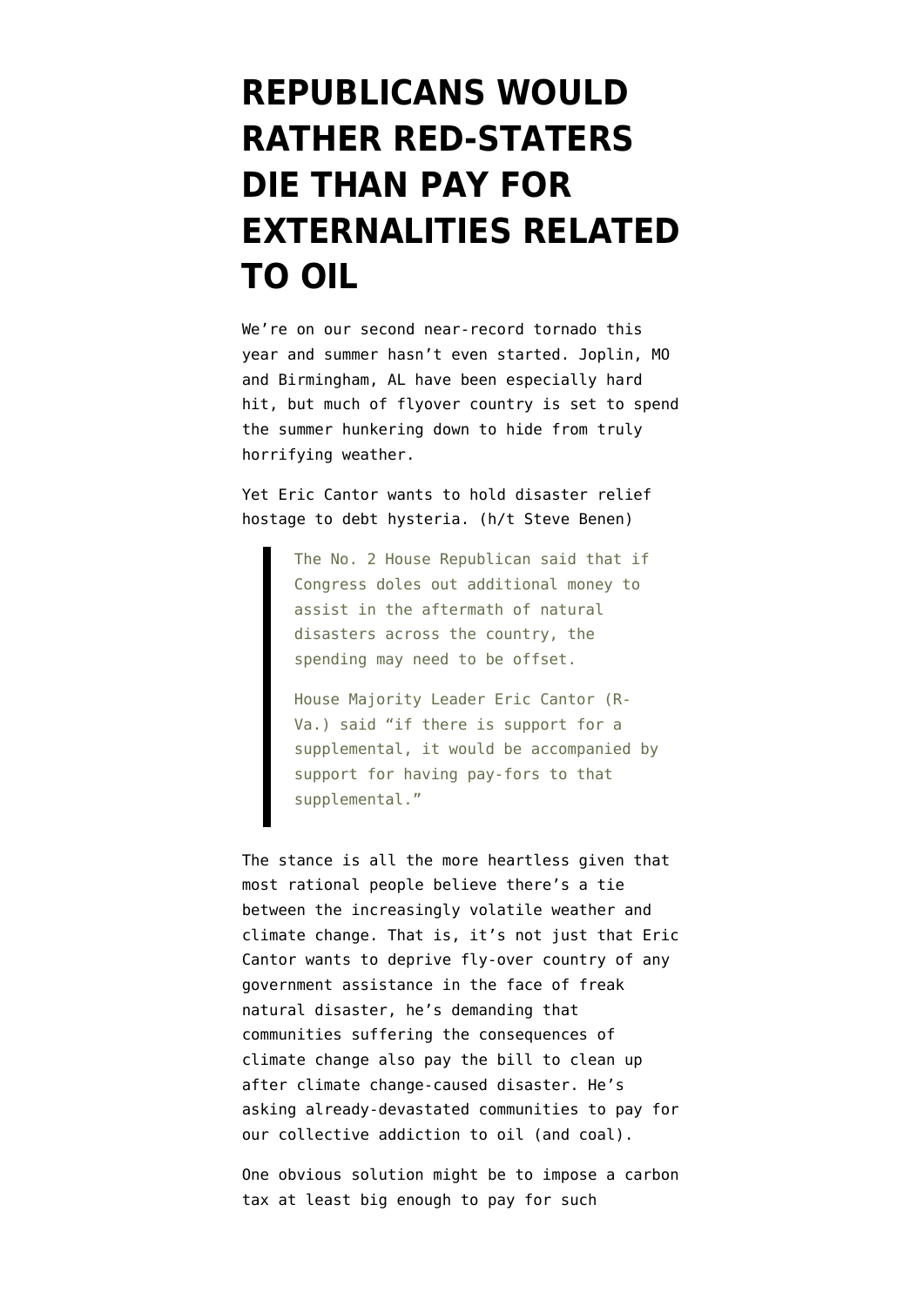# REPUBLICANS WOULD RATHER RED-STATERS DIE THAN PAY FOR EXTERNALITIES RELATED TO OIL

We're on our second near-record tornado this year and summer hasn't even started. Joplin, MO and Birmingham, AL have been especially hard hit, but much of flyover country is set to spend the summer hunkering down to hide from truly horrifying weather.

Yet Eric Cantor wants to hold disaster relief hostage to debt hysteria. (h/t Steve Benen)

> The No. 2 House Republican said that if Congress doles out additional money to assist in the aftermath of natural disasters across the country, the spending may need to be offset.
>
> House Majority Leader Eric Cantor (R-Va.) said "if there is support for a supplemental, it would be accompanied by support for having pay-fors to that supplemental."

The stance is all the more heartless given that most rational people believe there's a tie between the increasingly volatile weather and climate change. That is, it's not just that Eric Cantor wants to deprive fly-over country of any government assistance in the face of freak natural disaster, he's demanding that communities suffering the consequences of climate change also pay the bill to clean up after climate change-caused disaster. He's asking already-devastated communities to pay for our collective addiction to oil (and coal).

One obvious solution might be to impose a carbon tax at least big enough to pay for such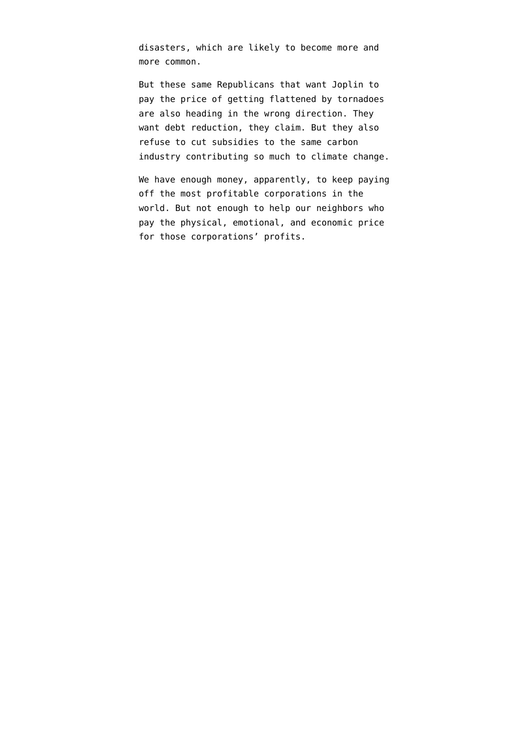disasters, which are likely to become more and more common.

But these same Republicans that want Joplin to pay the price of getting flattened by tornadoes are also heading in the wrong direction. They want debt reduction, they claim. But they also refuse to cut subsidies to the same carbon industry contributing so much to climate change.

We have enough money, apparently, to keep paying off the most profitable corporations in the world. But not enough to help our neighbors who pay the physical, emotional, and economic price for those corporations' profits.